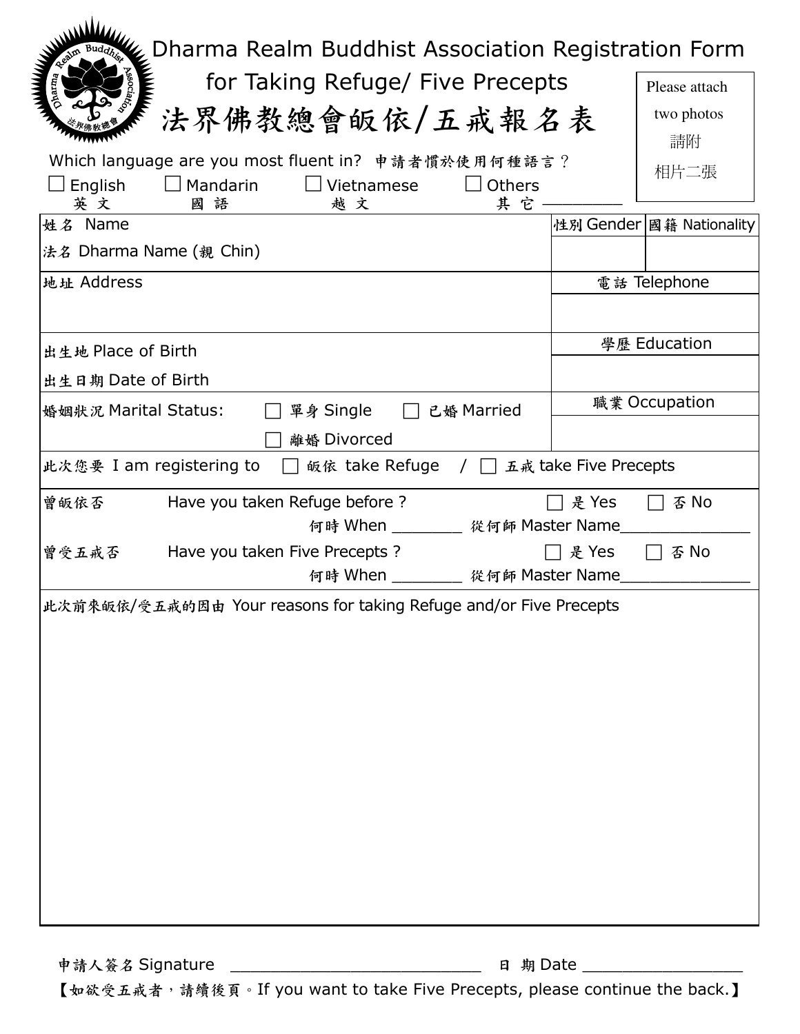# Dharma Realm Buddhist Association Registration Form for Taking Refuge/ Five Precepts

# 法界佛教總會皈依/五戒報名表

Please attach two photos
請附相片二張

Which language are you most fluent in? 申請者慣於使用何種語言？

☐ English 英文 ☐ Mandarin 國語 ☐ Vietnamese 越文 ☐ Others 其它 ________

| | | |
|---|---|---|
| 姓名 Name | 性別 Gender | 國籍 Nationality |
| 法名 Dharma Name (親 Chin) | | |
| 地址 Address | 電話 Telephone | |
| | | |
| 出生地 Place of Birth | 學歷 Education | |
| 出生日期 Date of Birth | | |
| 婚姻狀況 Marital Status: ☐ 單身 Single ☐ 已婚 Married ☐ 離婚 Divorced | 職業 Occupation | |
| 此次您要 I am registering to ☐ 皈依 take Refuge / ☐ 五戒 take Five Precepts | | |

曾皈依否 Have you taken Refuge before ? ☐ 是 Yes ☐ 否 No
何時 When ________ 從何師 Master Name______________

曾受五戒否 Have you taken Five Precepts ? ☐ 是 Yes ☐ 否 No
何時 When ________ 從何師 Master Name______________

此次前來皈依/受五戒的因由 Your reasons for taking Refuge and/or Five Precepts

申請人簽名 Signature ___________________________ 日期 Date _________________

【如欲受五戒者，請續後頁。If you want to take Five Precepts, please continue the back.】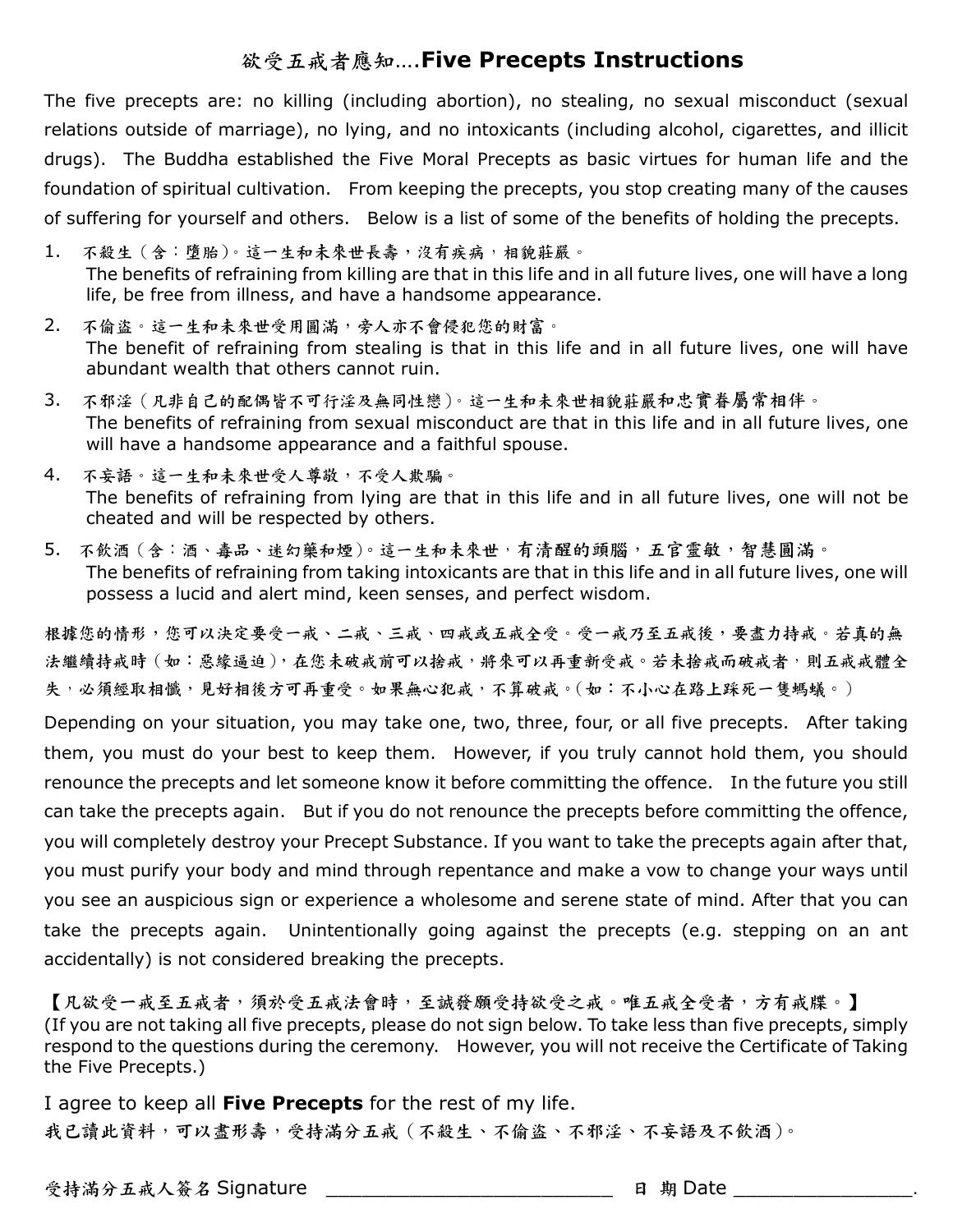# 欲受五戒者應知….**Five Precepts Instructions**

The five precepts are: no killing (including abortion), no stealing, no sexual misconduct (sexual relations outside of marriage), no lying, and no intoxicants (including alcohol, cigarettes, and illicit drugs). The Buddha established the Five Moral Precepts as basic virtues for human life and the foundation of spiritual cultivation. From keeping the precepts, you stop creating many of the causes of suffering for yourself and others. Below is a list of some of the benefits of holding the precepts.

1. 不殺生（含：墮胎）。這一生和未來世長壽，沒有疾病，相貌莊嚴。
   The benefits of refraining from killing are that in this life and in all future lives, one will have a long life, be free from illness, and have a handsome appearance.
2. 不偷盜。這一生和未來世受用圓滿，旁人亦不會侵犯您的財富。
   The benefit of refraining from stealing is that in this life and in all future lives, one will have abundant wealth that others cannot ruin.
3. 不邪淫（凡非自己的配偶皆不可行淫及無同性戀）。這一生和未來世相貌莊嚴和忠實眷屬常相伴。
   The benefits of refraining from sexual misconduct are that in this life and in all future lives, one will have a handsome appearance and a faithful spouse.
4. 不妄語。這一生和未來世受人尊敬，不受人欺騙。
   The benefits of refraining from lying are that in this life and in all future lives, one will not be cheated and will be respected by others.
5. 不飲酒（含：酒、毒品、迷幻藥和煙）。這一生和未來世，有清醒的頭腦，五官靈敏，智慧圓滿。
   The benefits of refraining from taking intoxicants are that in this life and in all future lives, one will possess a lucid and alert mind, keen senses, and perfect wisdom.

根據您的情形，您可以決定要受一戒、二戒、三戒、四戒或五戒全受。受一戒乃至五戒後，要盡力持戒。若真的無法繼續持戒時（如：惡緣逼迫），在您未破戒前可以捨戒，將來可以再重新受戒。若未捨戒而破戒者，則五戒戒體全失，必須經取相懺，見好相後方可再重受。如果無心犯戒，不算破戒。（如：不小心在路上踩死一隻螞蟻。）

Depending on your situation, you may take one, two, three, four, or all five precepts. After taking them, you must do your best to keep them. However, if you truly cannot hold them, you should renounce the precepts and let someone know it before committing the offence. In the future you still can take the precepts again. But if you do not renounce the precepts before committing the offence, you will completely destroy your Precept Substance. If you want to take the precepts again after that, you must purify your body and mind through repentance and make a vow to change your ways until you see an auspicious sign or experience a wholesome and serene state of mind. After that you can take the precepts again. Unintentionally going against the precepts (e.g. stepping on an ant accidentally) is not considered breaking the precepts.

【凡欲受一戒至五戒者，須於受五戒法會時，至誠發願受持欲受之戒。唯五戒全受者，方有戒牒。】
(If you are not taking all five precepts, please do not sign below. To take less than five precepts, simply respond to the questions during the ceremony. However, you will not receive the Certificate of Taking the Five Precepts.)

I agree to keep all **Five Precepts** for the rest of my life.
我已讀此資料，可以盡形壽，受持滿分五戒（不殺生、不偷盜、不邪淫、不妄語及不飲酒）。

受持滿分五戒人簽名 Signature ________________________ 日 期 Date _______________.